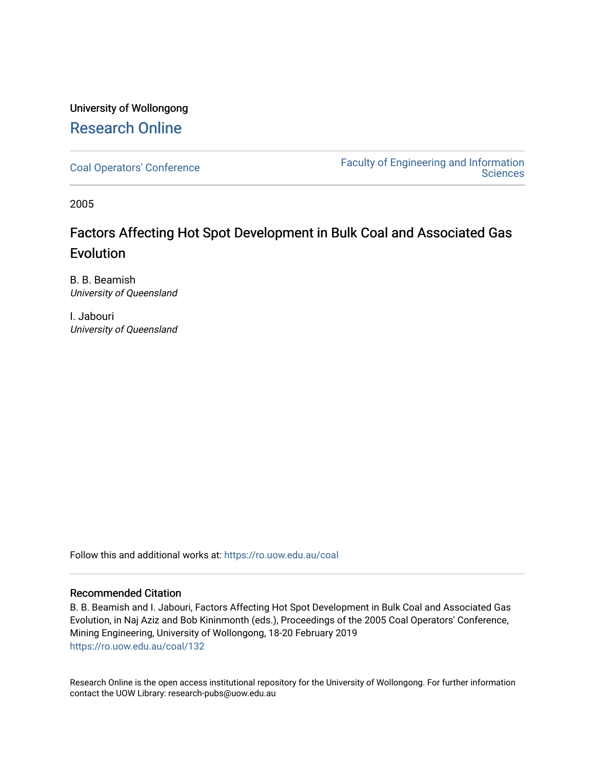University of Wollongong

# Research Online

Coal Operators' Conference | Faculty of Engineering and Information Sciences

2005

# Factors Affecting Hot Spot Development in Bulk Coal and Associated Gas Evolution

B. B. Beamish
*University of Queensland*

I. Jabouri
*University of Queensland*

Follow this and additional works at: https://ro.uow.edu.au/coal

## Recommended Citation

B. B. Beamish and I. Jabouri, Factors Affecting Hot Spot Development in Bulk Coal and Associated Gas Evolution, in Naj Aziz and Bob Kininmonth (eds.), Proceedings of the 2005 Coal Operators' Conference, Mining Engineering, University of Wollongong, 18-20 February 2019
https://ro.uow.edu.au/coal/132

Research Online is the open access institutional repository for the University of Wollongong. For further information contact the UOW Library: research-pubs@uow.edu.au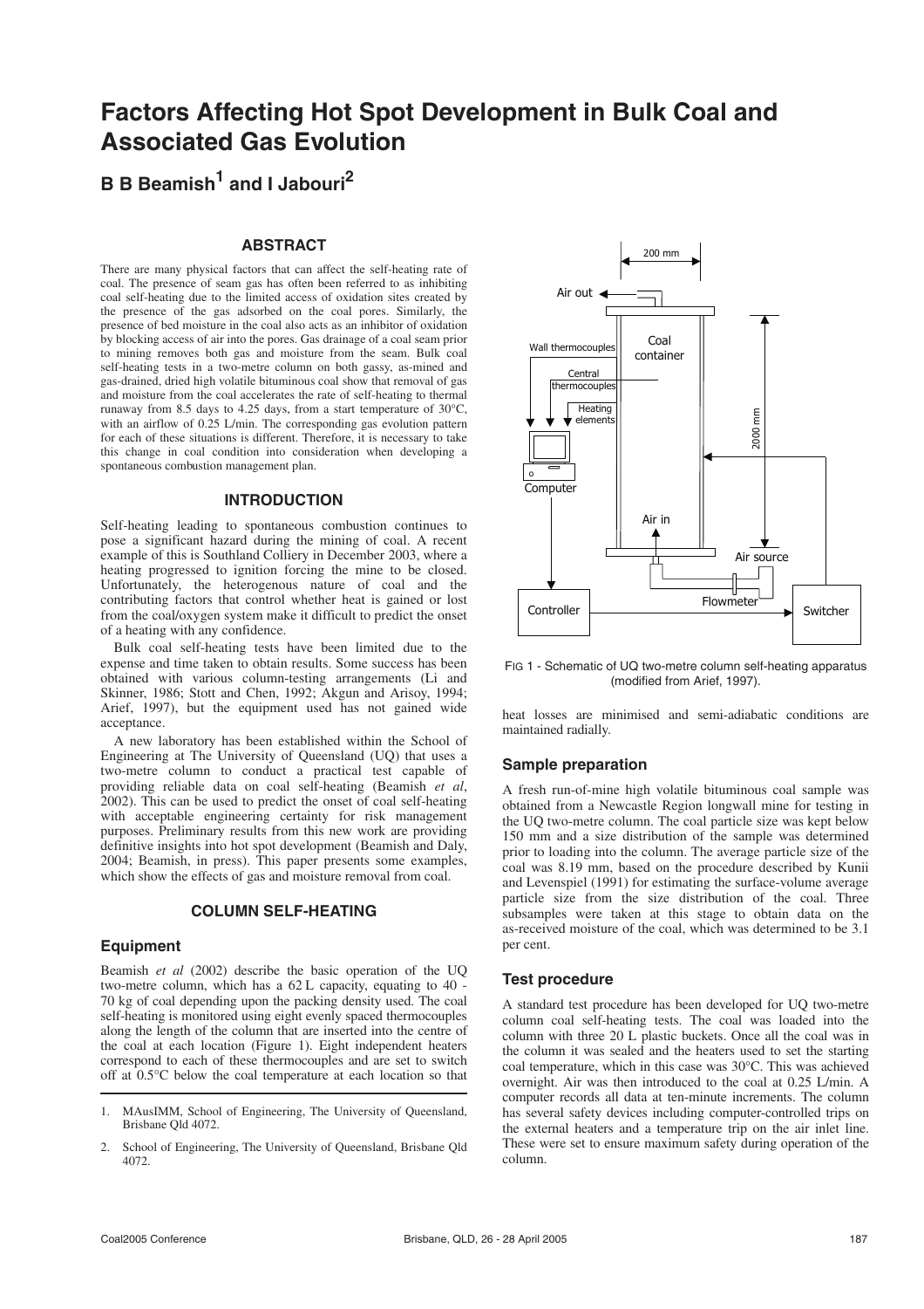# Factors Affecting Hot Spot Development in Bulk Coal and Associated Gas Evolution

**B B Beamish[1] and I Jabouri[2]**

## ABSTRACT

There are many physical factors that can affect the self-heating rate of coal. The presence of seam gas has often been referred to as inhibiting coal self-heating due to the limited access of oxidation sites created by the presence of the gas adsorbed on the coal pores. Similarly, the presence of bed moisture in the coal also acts as an inhibitor of oxidation by blocking access of air into the pores. Gas drainage of a coal seam prior to mining removes both gas and moisture from the seam. Bulk coal self-heating tests in a two-metre column on both gassy, as-mined and gas-drained, dried high volatile bituminous coal show that removal of gas and moisture from the coal accelerates the rate of self-heating to thermal runaway from 8.5 days to 4.25 days, from a start temperature of 30°C, with an airflow of 0.25 L/min. The corresponding gas evolution pattern for each of these situations is different. Therefore, it is necessary to take this change in coal condition into consideration when developing a spontaneous combustion management plan.

## INTRODUCTION

Self-heating leading to spontaneous combustion continues to pose a significant hazard during the mining of coal. A recent example of this is Southland Colliery in December 2003, where a heating progressed to ignition forcing the mine to be closed. Unfortunately, the heterogenous nature of coal and the contributing factors that control whether heat is gained or lost from the coal/oxygen system make it difficult to predict the onset of a heating with any confidence.

Bulk coal self-heating tests have been limited due to the expense and time taken to obtain results. Some success has been obtained with various column-testing arrangements (Li and Skinner, 1986; Stott and Chen, 1992; Akgun and Arisoy, 1994; Arief, 1997), but the equipment used has not gained wide acceptance.

A new laboratory has been established within the School of Engineering at The University of Queensland (UQ) that uses a two-metre column to conduct a practical test capable of providing reliable data on coal self-heating (Beamish *et al*, 2002). This can be used to predict the onset of coal self-heating with acceptable engineering certainty for risk management purposes. Preliminary results from this new work are providing definitive insights into hot spot development (Beamish and Daly, 2004; Beamish, in press). This paper presents some examples, which show the effects of gas and moisture removal from coal.

## COLUMN SELF-HEATING

### Equipment

Beamish *et al* (2002) describe the basic operation of the UQ two-metre column, which has a 62 L capacity, equating to 40 - 70 kg of coal depending upon the packing density used. The coal self-heating is monitored using eight evenly spaced thermocouples along the length of the column that are inserted into the centre of the coal at each location (Figure 1). Eight independent heaters correspond to each of these thermocouples and are set to switch off at 0.5°C below the coal temperature at each location so that heat losses are minimised and semi-adiabatic conditions are maintained radially.

FIG 1 - Schematic of UQ two-metre column self-heating apparatus (modified from Arief, 1997).

### Sample preparation

A fresh run-of-mine high volatile bituminous coal sample was obtained from a Newcastle Region longwall mine for testing in the UQ two-metre column. The coal particle size was kept below 150 mm and a size distribution of the sample was determined prior to loading into the column. The average particle size of the coal was 8.19 mm, based on the procedure described by Kunii and Levenspiel (1991) for estimating the surface-volume average particle size from the size distribution of the coal. Three subsamples were taken at this stage to obtain data on the as-received moisture of the coal, which was determined to be 3.1 per cent.

### Test procedure

A standard test procedure has been developed for UQ two-metre column coal self-heating tests. The coal was loaded into the column with three 20 L plastic buckets. Once all the coal was in the column it was sealed and the heaters used to set the starting coal temperature, which in this case was 30°C. This was achieved overnight. Air was then introduced to the coal at 0.25 L/min. A computer records all data at ten-minute increments. The column has several safety devices including computer-controlled trips on the external heaters and a temperature trip on the air inlet line. These were set to ensure maximum safety during operation of the column.

1. MAusIMM, School of Engineering, The University of Queensland, Brisbane Qld 4072.

2. School of Engineering, The University of Queensland, Brisbane Qld 4072.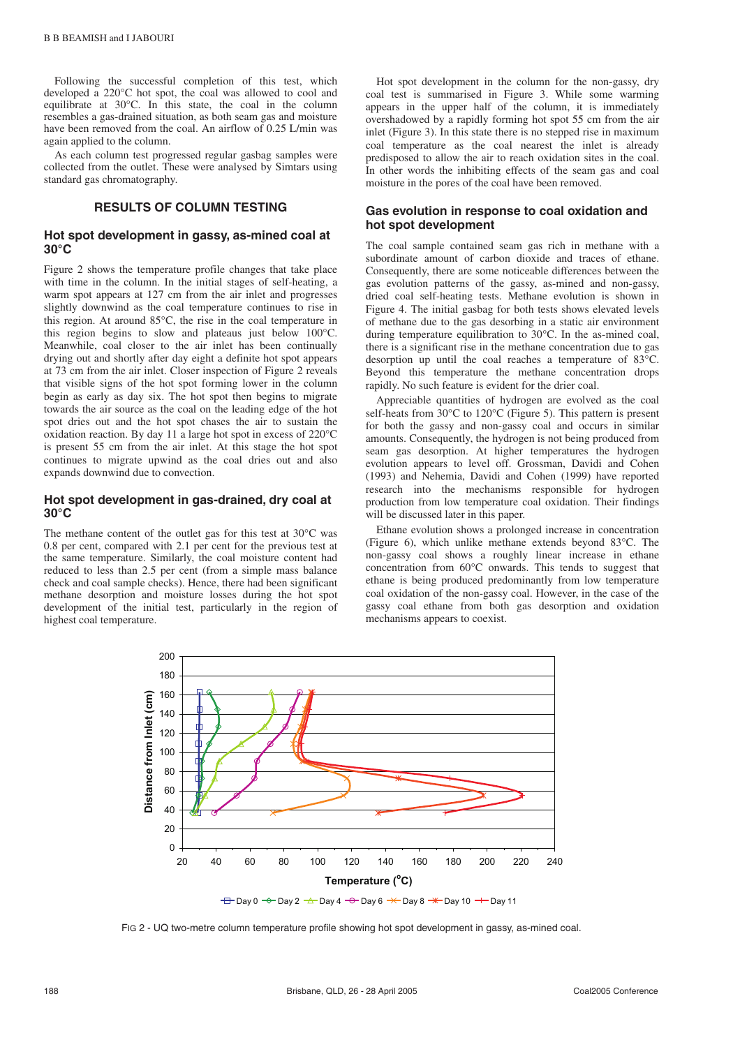Following the successful completion of this test, which developed a 220°C hot spot, the coal was allowed to cool and equilibrate at 30°C. In this state, the coal in the column resembles a gas-drained situation, as both seam gas and moisture have been removed from the coal. An airflow of 0.25 L/min was again applied to the column.

As each column test progressed regular gasbag samples were collected from the outlet. These were analysed by Simtars using standard gas chromatography.

## RESULTS OF COLUMN TESTING

### Hot spot development in gassy, as-mined coal at 30°C

Figure 2 shows the temperature profile changes that take place with time in the column. In the initial stages of self-heating, a warm spot appears at 127 cm from the air inlet and progresses slightly downwind as the coal temperature continues to rise in this region. At around 85°C, the rise in the coal temperature in this region begins to slow and plateaus just below 100°C. Meanwhile, coal closer to the air inlet has been continually drying out and shortly after day eight a definite hot spot appears at 73 cm from the air inlet. Closer inspection of Figure 2 reveals that visible signs of the hot spot forming lower in the column begin as early as day six. The hot spot then begins to migrate towards the air source as the coal on the leading edge of the hot spot dries out and the hot spot chases the air to sustain the oxidation reaction. By day 11 a large hot spot in excess of 220°C is present 55 cm from the air inlet. At this stage the hot spot continues to migrate upwind as the coal dries out and also expands downwind due to convection.

### Hot spot development in gas-drained, dry coal at 30°C

The methane content of the outlet gas for this test at 30°C was 0.8 per cent, compared with 2.1 per cent for the previous test at the same temperature. Similarly, the coal moisture content had reduced to less than 2.5 per cent (from a simple mass balance check and coal sample checks). Hence, there had been significant methane desorption and moisture losses during the hot spot development of the initial test, particularly in the region of highest coal temperature.

Hot spot development in the column for the non-gassy, dry coal test is summarised in Figure 3. While some warming appears in the upper half of the column, it is immediately overshadowed by a rapidly forming hot spot 55 cm from the air inlet (Figure 3). In this state there is no stepped rise in maximum coal temperature as the coal nearest the inlet is already predisposed to allow the air to reach oxidation sites in the coal. In other words the inhibiting effects of the seam gas and coal moisture in the pores of the coal have been removed.

### Gas evolution in response to coal oxidation and hot spot development

The coal sample contained seam gas rich in methane with a subordinate amount of carbon dioxide and traces of ethane. Consequently, there are some noticeable differences between the gas evolution patterns of the gassy, as-mined and non-gassy, dried coal self-heating tests. Methane evolution is shown in Figure 4. The initial gasbag for both tests shows elevated levels of methane due to the gas desorbing in a static air environment during temperature equilibration to 30°C. In the as-mined coal, there is a significant rise in the methane concentration due to gas desorption up until the coal reaches a temperature of 83°C. Beyond this temperature the methane concentration drops rapidly. No such feature is evident for the drier coal.

Appreciable quantities of hydrogen are evolved as the coal self-heats from 30°C to 120°C (Figure 5). This pattern is present for both the gassy and non-gassy coal and occurs in similar amounts. Consequently, the hydrogen is not being produced from seam gas desorption. At higher temperatures the hydrogen evolution appears to level off. Grossman, Davidi and Cohen (1993) and Nehemia, Davidi and Cohen (1999) have reported research into the mechanisms responsible for hydrogen production from low temperature coal oxidation. Their findings will be discussed later in this paper.

Ethane evolution shows a prolonged increase in concentration (Figure 6), which unlike methane extends beyond 83°C. The non-gassy coal shows a roughly linear increase in ethane concentration from 60°C onwards. This tends to suggest that ethane is being produced predominantly from low temperature coal oxidation of the non-gassy coal. However, in the case of the gassy coal ethane from both gas desorption and oxidation mechanisms appears to coexist.

FIG 2 - UQ two-metre column temperature profile showing hot spot development in gassy, as-mined coal.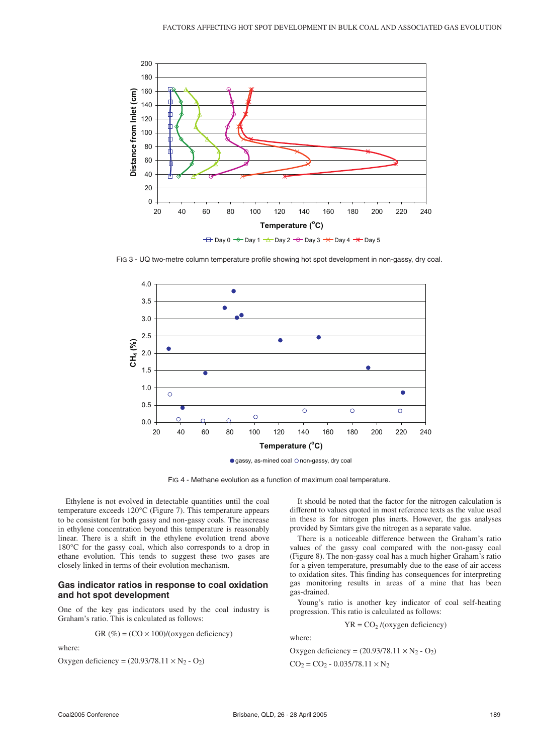FIG 3 - UQ two-metre column temperature profile showing hot spot development in non-gassy, dry coal.

FIG 4 - Methane evolution as a function of maximum coal temperature.

Ethylene is not evolved in detectable quantities until the coal temperature exceeds 120°C (Figure 7). This temperature appears to be consistent for both gassy and non-gassy coals. The increase in ethylene concentration beyond this temperature is reasonably linear. There is a shift in the ethylene evolution trend above 180°C for the gassy coal, which also corresponds to a drop in ethane evolution. This tends to suggest these two gases are closely linked in terms of their evolution mechanism.

## Gas indicator ratios in response to coal oxidation and hot spot development

One of the key gas indicators used by the coal industry is Graham's ratio. This is calculated as follows:

$$GR\ (\%) = (CO \times 100)/(\text{oxygen deficiency})$$

where:

Oxygen deficiency = $(20.93/78.11 \times N_2 - O_2)$

It should be noted that the factor for the nitrogen calculation is different to values quoted in most reference texts as the value used in these is for nitrogen plus inerts. However, the gas analyses provided by Simtars give the nitrogen as a separate value.

There is a noticeable difference between the Graham's ratio values of the gassy coal compared with the non-gassy coal (Figure 8). The non-gassy coal has a much higher Graham's ratio for a given temperature, presumably due to the ease of air access to oxidation sites. This finding has consequences for interpreting gas monitoring results in areas of a mine that has been gas-drained.

Young's ratio is another key indicator of coal self-heating progression. This ratio is calculated as follows:

$$YR = CO_2 /(\text{oxygen deficiency})$$

where:

Oxygen deficiency = $(20.93/78.11 \times N_2 - O_2)$

$CO_2 = CO_2 - 0.035/78.11 \times N_2$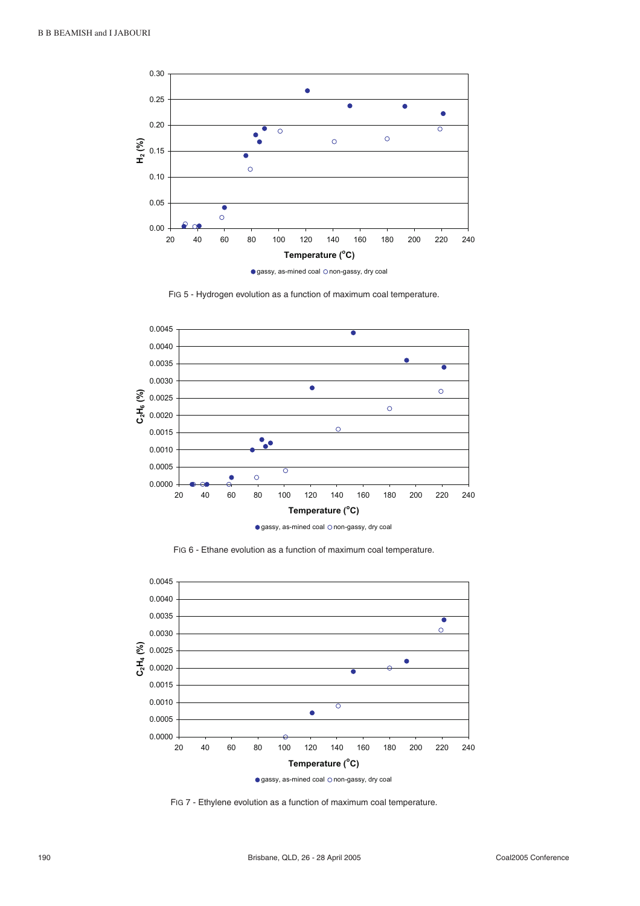FIG 5 - Hydrogen evolution as a function of maximum coal temperature.

FIG 6 - Ethane evolution as a function of maximum coal temperature.

FIG 7 - Ethylene evolution as a function of maximum coal temperature.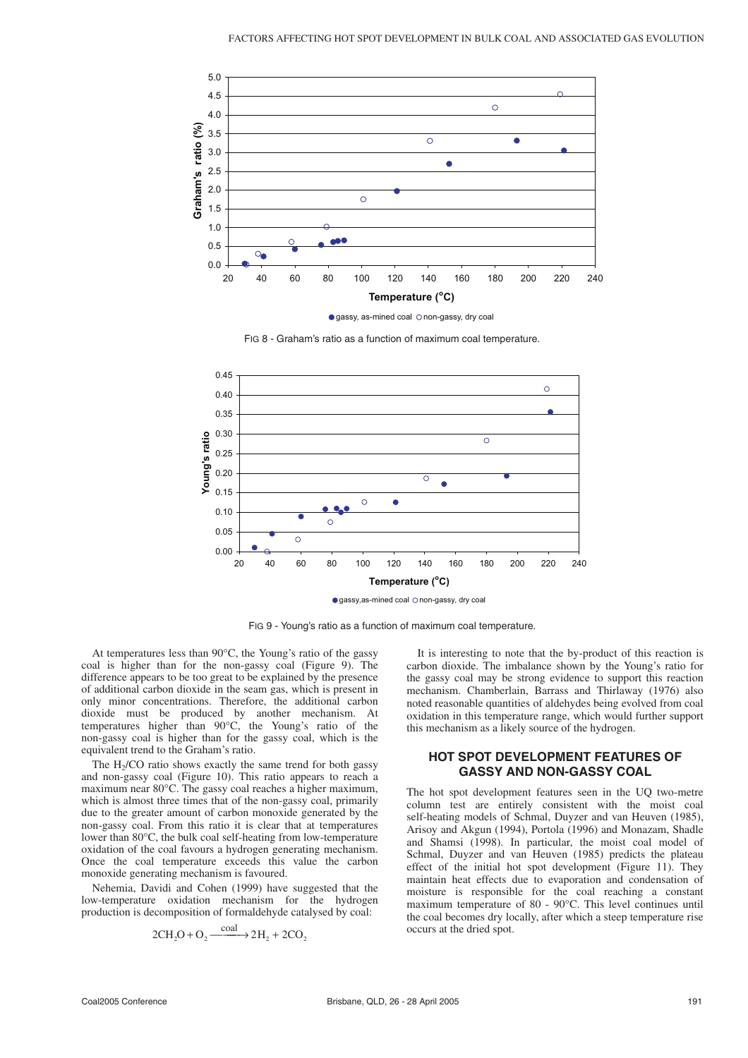FIG 8 - Graham's ratio as a function of maximum coal temperature.

FIG 9 - Young's ratio as a function of maximum coal temperature.

At temperatures less than 90°C, the Young's ratio of the gassy coal is higher than for the non-gassy coal (Figure 9). The difference appears to be too great to be explained by the presence of additional carbon dioxide in the seam gas, which is present in only minor concentrations. Therefore, the additional carbon dioxide must be produced by another mechanism. At temperatures higher than 90°C, the Young's ratio of the non-gassy coal is higher than for the gassy coal, which is the equivalent trend to the Graham's ratio.

The $H_2$/CO ratio shows exactly the same trend for both gassy and non-gassy coal (Figure 10). This ratio appears to reach a maximum near 80°C. The gassy coal reaches a higher maximum, which is almost three times that of the non-gassy coal, primarily due to the greater amount of carbon monoxide generated by the non-gassy coal. From this ratio it is clear that at temperatures lower than 80°C, the bulk coal self-heating from low-temperature oxidation of the coal favours a hydrogen generating mechanism. Once the coal temperature exceeds this value the carbon monoxide generating mechanism is favoured.

Nehemia, Davidi and Cohen (1999) have suggested that the low-temperature oxidation mechanism for the hydrogen production is decomposition of formaldehyde catalysed by coal:

$$2CH_2O + O_2 \xrightarrow{coal} 2H_2 + 2CO_2$$

It is interesting to note that the by-product of this reaction is carbon dioxide. The imbalance shown by the Young's ratio for the gassy coal may be strong evidence to support this reaction mechanism. Chamberlain, Barrass and Thirlaway (1976) also noted reasonable quantities of aldehydes being evolved from coal oxidation in this temperature range, which would further support this mechanism as a likely source of the hydrogen.

## HOT SPOT DEVELOPMENT FEATURES OF GASSY AND NON-GASSY COAL

The hot spot development features seen in the UQ two-metre column test are entirely consistent with the moist coal self-heating models of Schmal, Duyzer and van Heuven (1985), Arisoy and Akgun (1994), Portola (1996) and Monazam, Shadle and Shamsi (1998). In particular, the moist coal model of Schmal, Duyzer and van Heuven (1985) predicts the plateau effect of the initial hot spot development (Figure 11). They maintain heat effects due to evaporation and condensation of moisture is responsible for the coal reaching a constant maximum temperature of 80 - 90°C. This level continues until the coal becomes dry locally, after which a steep temperature rise occurs at the dried spot.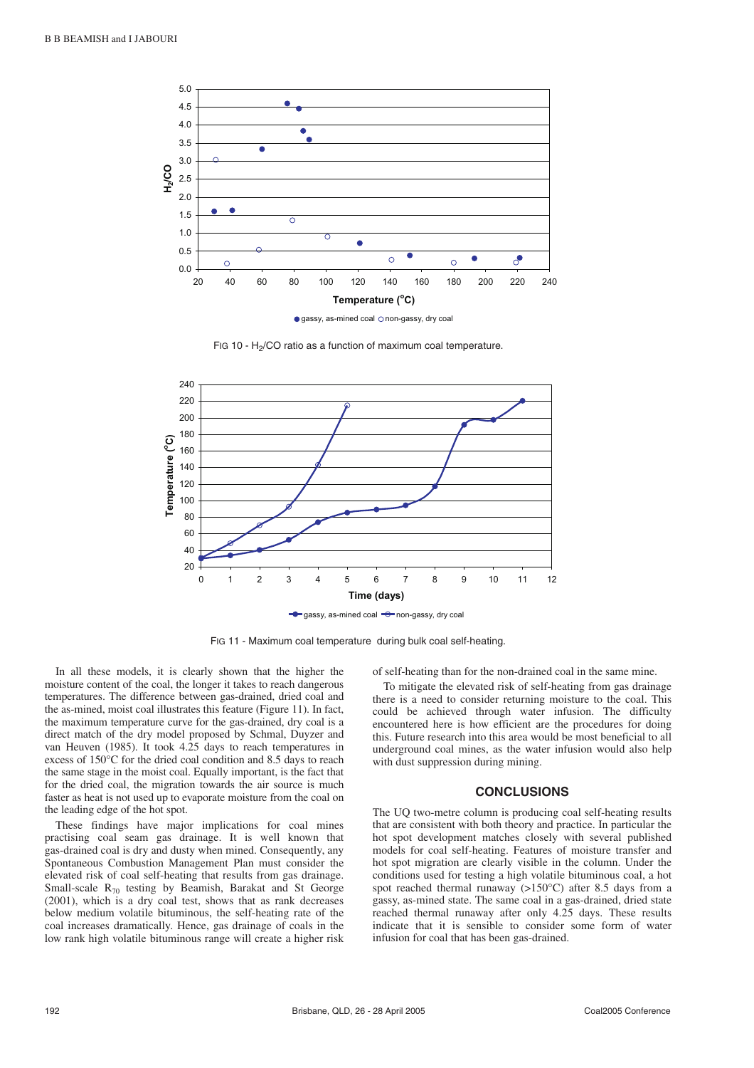FIG 10 - $H_2/CO$ ratio as a function of maximum coal temperature.

FIG 11 - Maximum coal temperature during bulk coal self-heating.

In all these models, it is clearly shown that the higher the moisture content of the coal, the longer it takes to reach dangerous temperatures. The difference between gas-drained, dried coal and the as-mined, moist coal illustrates this feature (Figure 11). In fact, the maximum temperature curve for the gas-drained, dry coal is a direct match of the dry model proposed by Schmal, Duyzer and van Heuven (1985). It took 4.25 days to reach temperatures in excess of 150°C for the dried coal condition and 8.5 days to reach the same stage in the moist coal. Equally important, is the fact that for the dried coal, the migration towards the air source is much faster as heat is not used up to evaporate moisture from the coal on the leading edge of the hot spot.

These findings have major implications for coal mines practising coal seam gas drainage. It is well known that gas-drained coal is dry and dusty when mined. Consequently, any Spontaneous Combustion Management Plan must consider the elevated risk of coal self-heating that results from gas drainage. Small-scale $R_{70}$ testing by Beamish, Barakat and St George (2001), which is a dry coal test, shows that as rank decreases below medium volatile bituminous, the self-heating rate of the coal increases dramatically. Hence, gas drainage of coals in the low rank high volatile bituminous range will create a higher risk of self-heating than for the non-drained coal in the same mine.

To mitigate the elevated risk of self-heating from gas drainage there is a need to consider returning moisture to the coal. This could be achieved through water infusion. The difficulty encountered here is how efficient are the procedures for doing this. Future research into this area would be most beneficial to all underground coal mines, as the water infusion would also help with dust suppression during mining.

## CONCLUSIONS

The UQ two-metre column is producing coal self-heating results that are consistent with both theory and practice. In particular the hot spot development matches closely with several published models for coal self-heating. Features of moisture transfer and hot spot migration are clearly visible in the column. Under the conditions used for testing a high volatile bituminous coal, a hot spot reached thermal runaway (>150°C) after 8.5 days from a gassy, as-mined state. The same coal in a gas-drained, dried state reached thermal runaway after only 4.25 days. These results indicate that it is sensible to consider some form of water infusion for coal that has been gas-drained.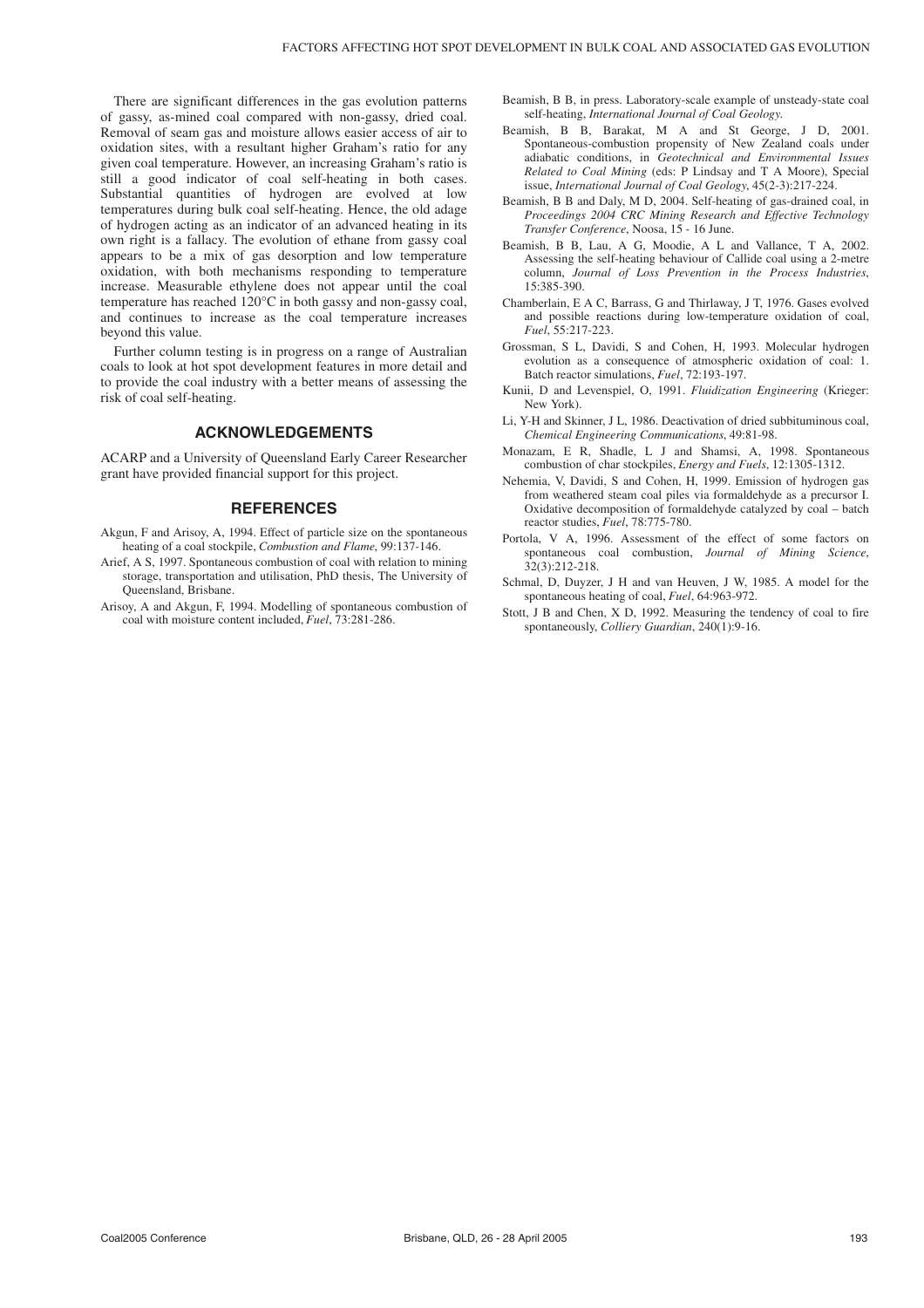There are significant differences in the gas evolution patterns of gassy, as-mined coal compared with non-gassy, dried coal. Removal of seam gas and moisture allows easier access of air to oxidation sites, with a resultant higher Graham's ratio for any given coal temperature. However, an increasing Graham's ratio is still a good indicator of coal self-heating in both cases. Substantial quantities of hydrogen are evolved at low temperatures during bulk coal self-heating. Hence, the old adage of hydrogen acting as an indicator of an advanced heating in its own right is a fallacy. The evolution of ethane from gassy coal appears to be a mix of gas desorption and low temperature oxidation, with both mechanisms responding to temperature increase. Measurable ethylene does not appear until the coal temperature has reached 120°C in both gassy and non-gassy coal, and continues to increase as the coal temperature increases beyond this value.

Further column testing is in progress on a range of Australian coals to look at hot spot development features in more detail and to provide the coal industry with a better means of assessing the risk of coal self-heating.

## ACKNOWLEDGEMENTS

ACARP and a University of Queensland Early Career Researcher grant have provided financial support for this project.

## REFERENCES

Akgun, F and Arisoy, A, 1994. Effect of particle size on the spontaneous heating of a coal stockpile, *Combustion and Flame*, 99:137-146.

Arief, A S, 1997. Spontaneous combustion of coal with relation to mining storage, transportation and utilisation, PhD thesis, The University of Queensland, Brisbane.

Arisoy, A and Akgun, F, 1994. Modelling of spontaneous combustion of coal with moisture content included, *Fuel*, 73:281-286.

Beamish, B B, in press. Laboratory-scale example of unsteady-state coal self-heating, *International Journal of Coal Geology*.

Beamish, B B, Barakat, M A and St George, J D, 2001. Spontaneous-combustion propensity of New Zealand coals under adiabatic conditions, in *Geotechnical and Environmental Issues Related to Coal Mining* (eds: P Lindsay and T A Moore), Special issue, *International Journal of Coal Geology*, 45(2-3):217-224.

Beamish, B B and Daly, M D, 2004. Self-heating of gas-drained coal, in *Proceedings 2004 CRC Mining Research and Effective Technology Transfer Conference*, Noosa, 15 - 16 June.

Beamish, B B, Lau, A G, Moodie, A L and Vallance, T A, 2002. Assessing the self-heating behaviour of Callide coal using a 2-metre column, *Journal of Loss Prevention in the Process Industries*, 15:385-390.

Chamberlain, E A C, Barrass, G and Thirlaway, J T, 1976. Gases evolved and possible reactions during low-temperature oxidation of coal, *Fuel*, 55:217-223.

Grossman, S L, Davidi, S and Cohen, H, 1993. Molecular hydrogen evolution as a consequence of atmospheric oxidation of coal: 1. Batch reactor simulations, *Fuel*, 72:193-197.

Kunii, D and Levenspiel, O, 1991. *Fluidization Engineering* (Krieger: New York).

Li, Y-H and Skinner, J L, 1986. Deactivation of dried subbituminous coal, *Chemical Engineering Communications*, 49:81-98.

Monazam, E R, Shadle, L J and Shamsi, A, 1998. Spontaneous combustion of char stockpiles, *Energy and Fuels*, 12:1305-1312.

Nehemia, V, Davidi, S and Cohen, H, 1999. Emission of hydrogen gas from weathered steam coal piles via formaldehyde as a precursor I. Oxidative decomposition of formaldehyde catalyzed by coal – batch reactor studies, *Fuel*, 78:775-780.

Portola, V A, 1996. Assessment of the effect of some factors on spontaneous coal combustion, *Journal of Mining Science*, 32(3):212-218.

Schmal, D, Duyzer, J H and van Heuven, J W, 1985. A model for the spontaneous heating of coal, *Fuel*, 64:963-972.

Stott, J B and Chen, X D, 1992. Measuring the tendency of coal to fire spontaneously, *Colliery Guardian*, 240(1):9-16.